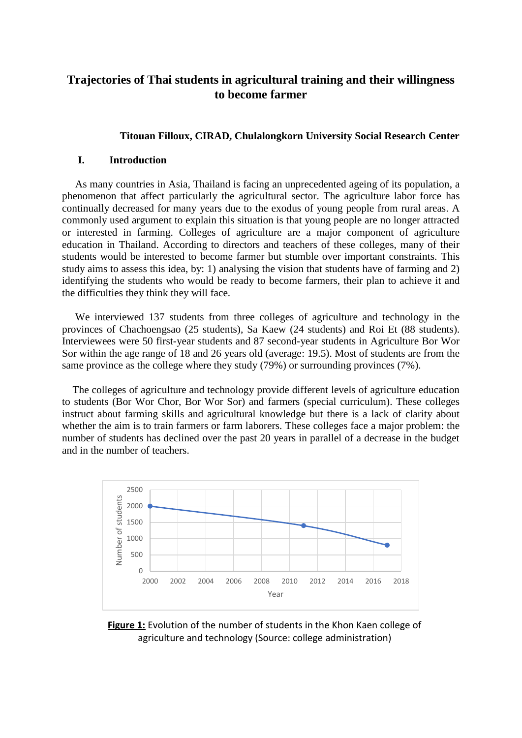# Trajectories of Thai students in agricultural training and their willingness to become farmer

**Titouan Filloux, CIRAD, Chulalongkorn University Social Research Center**

## I. Introduction

As many countries in Asia, Thailand is facing an unprecedented ageing of its population, a phenomenon that affect particularly the agricultural sector. The agriculture labor force has continually decreased for many years due to the exodus of young people from rural areas. A commonly used argument to explain this situation is that young people are no longer attracted or interested in farming. Colleges of agriculture are a major component of agriculture education in Thailand. According to directors and teachers of these colleges, many of their students would be interested to become farmer but stumble over important constraints. This study aims to assess this idea, by: 1) analysing the vision that students have of farming and 2) identifying the students who would be ready to become farmers, their plan to achieve it and the difficulties they think they will face.

We interviewed 137 students from three colleges of agriculture and technology in the provinces of Chachoengsao (25 students), Sa Kaew (24 students) and Roi Et (88 students). Interviewees were 50 first-year students and 87 second-year students in Agriculture Bor Wor Sor within the age range of 18 and 26 years old (average: 19.5). Most of students are from the same province as the college where they study (79%) or surrounding provinces (7%).

The colleges of agriculture and technology provide different levels of agriculture education to students (Bor Wor Chor, Bor Wor Sor) and farmers (special curriculum). These colleges instruct about farming skills and agricultural knowledge but there is a lack of clarity about whether the aim is to train farmers or farm laborers. These colleges face a major problem: the number of students has declined over the past 20 years in parallel of a decrease in the budget and in the number of teachers.

**Figure 1:** Evolution of the number of students in the Khon Kaen college of agriculture and technology (Source: college administration)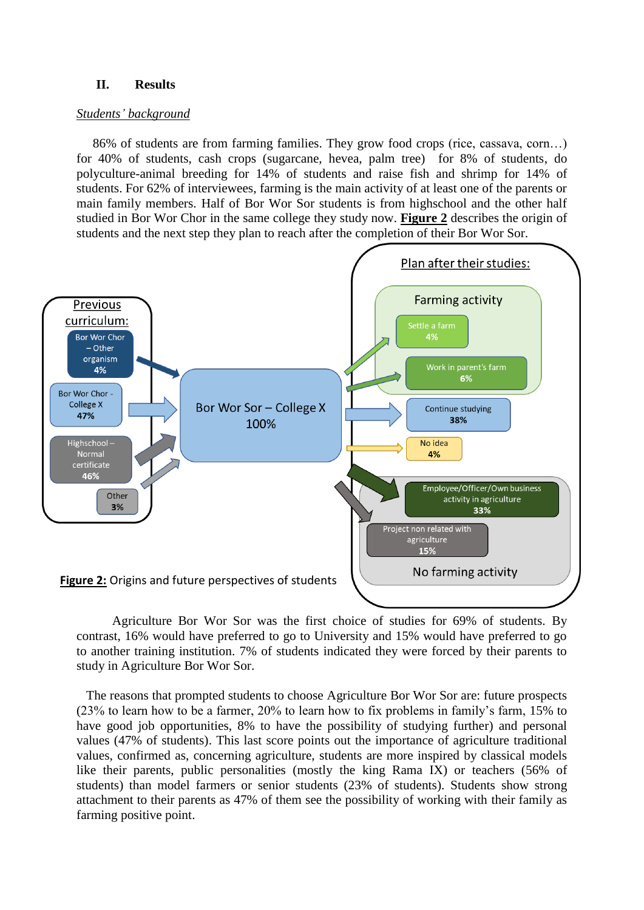## II. Results

*Students' background*

86% of students are from farming families. They grow food crops (rice, cassava, corn…) for 40% of students, cash crops (sugarcane, hevea, palm tree) for 8% of students, do polyculture-animal breeding for 14% of students and raise fish and shrimp for 14% of students. For 62% of interviewees, farming is the main activity of at least one of the parents or main family members. Half of Bor Wor Sor students is from highschool and the other half studied in Bor Wor Chor in the same college they study now. **Figure 2** describes the origin of students and the next step they plan to reach after the completion of their Bor Wor Sor.

**Figure 2:** Origins and future perspectives of students

Agriculture Bor Wor Sor was the first choice of studies for 69% of students. By contrast, 16% would have preferred to go to University and 15% would have preferred to go to another training institution. 7% of students indicated they were forced by their parents to study in Agriculture Bor Wor Sor.

The reasons that prompted students to choose Agriculture Bor Wor Sor are: future prospects (23% to learn how to be a farmer, 20% to learn how to fix problems in family's farm, 15% to have good job opportunities, 8% to have the possibility of studying further) and personal values (47% of students). This last score points out the importance of agriculture traditional values, confirmed as, concerning agriculture, students are more inspired by classical models like their parents, public personalities (mostly the king Rama IX) or teachers (56% of students) than model farmers or senior students (23% of students). Students show strong attachment to their parents as 47% of them see the possibility of working with their family as farming positive point.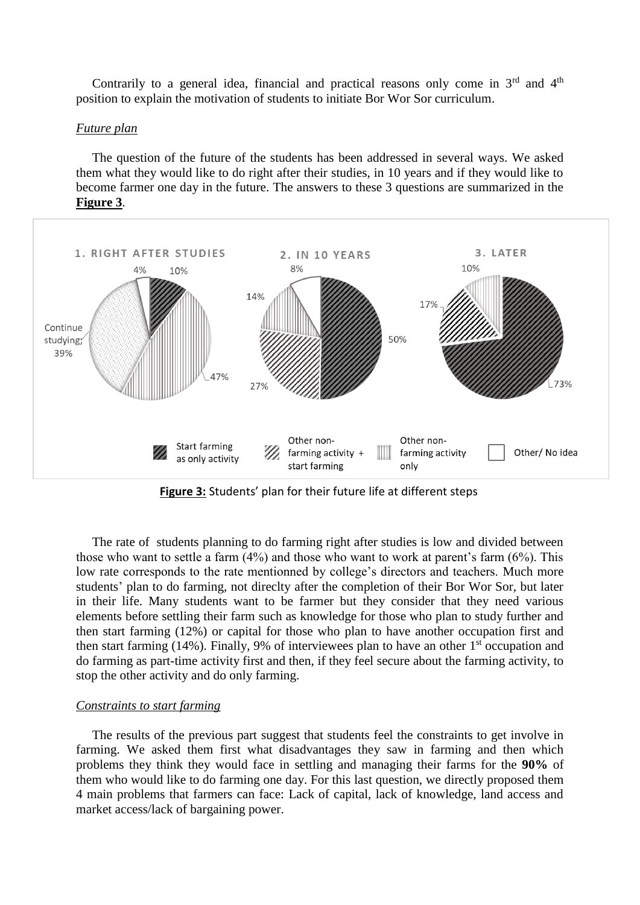Contrarily to a general idea, financial and practical reasons only come in 3rd and 4th position to explain the motivation of students to initiate Bor Wor Sor curriculum.

*Future plan*

The question of the future of the students has been addressed in several ways. We asked them what they would like to do right after their studies, in 10 years and if they would like to become farmer one day in the future. The answers to these 3 questions are summarized in the **Figure 3**.

**Figure 3:** Students' plan for their future life at different steps

The rate of students planning to do farming right after studies is low and divided between those who want to settle a farm (4%) and those who want to work at parent's farm (6%). This low rate corresponds to the rate mentionned by college's directors and teachers. Much more students' plan to do farming, not direclty after the completion of their Bor Wor Sor, but later in their life. Many students want to be farmer but they consider that they need various elements before settling their farm such as knowledge for those who plan to study further and then start farming (12%) or capital for those who plan to have another occupation first and then start farming (14%). Finally, 9% of interviewees plan to have an other 1st occupation and do farming as part-time activity first and then, if they feel secure about the farming activity, to stop the other activity and do only farming.

*Constraints to start farming*

The results of the previous part suggest that students feel the constraints to get involve in farming. We asked them first what disadvantages they saw in farming and then which problems they think they would face in settling and managing their farms for the **90%** of them who would like to do farming one day. For this last question, we directly proposed them 4 main problems that farmers can face: Lack of capital, lack of knowledge, land access and market access/lack of bargaining power.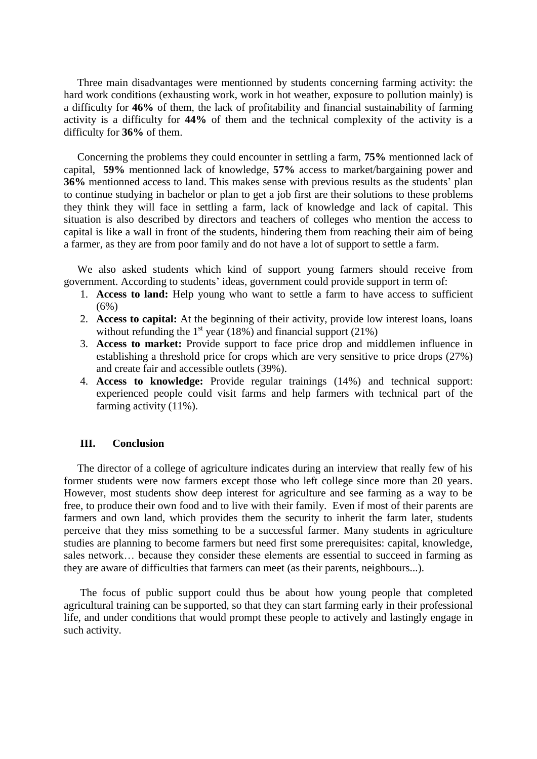Three main disadvantages were mentionned by students concerning farming activity: the hard work conditions (exhausting work, work in hot weather, exposure to pollution mainly) is a difficulty for **46%** of them, the lack of profitability and financial sustainability of farming activity is a difficulty for **44%** of them and the technical complexity of the activity is a difficulty for **36%** of them.

Concerning the problems they could encounter in settling a farm, **75%** mentionned lack of capital, **59%** mentionned lack of knowledge, **57%** access to market/bargaining power and **36%** mentionned access to land. This makes sense with previous results as the students' plan to continue studying in bachelor or plan to get a job first are their solutions to these problems they think they will face in settling a farm, lack of knowledge and lack of capital. This situation is also described by directors and teachers of colleges who mention the access to capital is like a wall in front of the students, hindering them from reaching their aim of being a farmer, as they are from poor family and do not have a lot of support to settle a farm.

We also asked students which kind of support young farmers should receive from government. According to students' ideas, government could provide support in term of:

1. **Access to land:** Help young who want to settle a farm to have access to sufficient (6%)
2. **Access to capital:** At the beginning of their activity, provide low interest loans, loans without refunding the 1st year (18%) and financial support (21%)
3. **Access to market:** Provide support to face price drop and middlemen influence in establishing a threshold price for crops which are very sensitive to price drops (27%) and create fair and accessible outlets (39%).
4. **Access to knowledge:** Provide regular trainings (14%) and technical support: experienced people could visit farms and help farmers with technical part of the farming activity (11%).

## III. Conclusion

The director of a college of agriculture indicates during an interview that really few of his former students were now farmers except those who left college since more than 20 years. However, most students show deep interest for agriculture and see farming as a way to be free, to produce their own food and to live with their family. Even if most of their parents are farmers and own land, which provides them the security to inherit the farm later, students perceive that they miss something to be a successful farmer. Many students in agriculture studies are planning to become farmers but need first some prerequisites: capital, knowledge, sales network… because they consider these elements are essential to succeed in farming as they are aware of difficulties that farmers can meet (as their parents, neighbours...).

The focus of public support could thus be about how young people that completed agricultural training can be supported, so that they can start farming early in their professional life, and under conditions that would prompt these people to actively and lastingly engage in such activity.